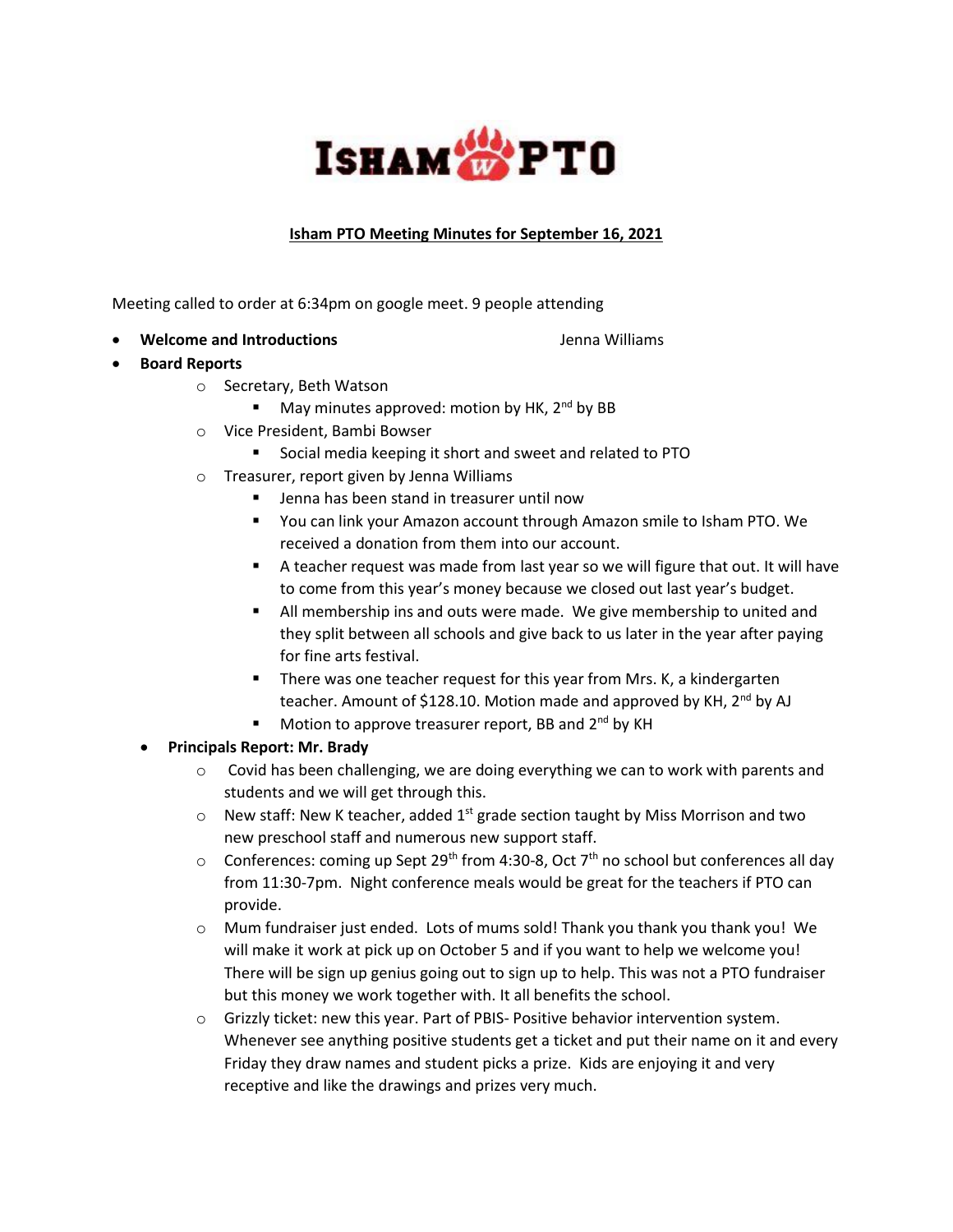# ISHAM PTO

## Isham PTO Meeting Minutes for September 16, 2021

Meeting called to order at 6:34pm on google meet. 9 people attending

- **Welcome and Introductions** Jenna Williams
- **Board Reports**
  - Secretary, Beth Watson
    - May minutes approved: motion by HK, 2nd by BB
  - Vice President, Bambi Bowser
    - Social media keeping it short and sweet and related to PTO
  - Treasurer, report given by Jenna Williams
    - Jenna has been stand in treasurer until now
    - You can link your Amazon account through Amazon smile to Isham PTO. We received a donation from them into our account.
    - A teacher request was made from last year so we will figure that out. It will have to come from this year's money because we closed out last year's budget.
    - All membership ins and outs were made. We give membership to united and they split between all schools and give back to us later in the year after paying for fine arts festival.
    - There was one teacher request for this year from Mrs. K, a kindergarten teacher. Amount of $128.10. Motion made and approved by KH, 2nd by AJ
    - Motion to approve treasurer report, BB and 2nd by KH
- **Principals Report: Mr. Brady**
  - Covid has been challenging, we are doing everything we can to work with parents and students and we will get through this.
  - New staff: New K teacher, added 1st grade section taught by Miss Morrison and two new preschool staff and numerous new support staff.
  - Conferences: coming up Sept 29th from 4:30-8, Oct 7th no school but conferences all day from 11:30-7pm. Night conference meals would be great for the teachers if PTO can provide.
  - Mum fundraiser just ended. Lots of mums sold! Thank you thank you thank you! We will make it work at pick up on October 5 and if you want to help we welcome you! There will be sign up genius going out to sign up to help. This was not a PTO fundraiser but this money we work together with. It all benefits the school.
  - Grizzly ticket: new this year. Part of PBIS- Positive behavior intervention system. Whenever see anything positive students get a ticket and put their name on it and every Friday they draw names and student picks a prize. Kids are enjoying it and very receptive and like the drawings and prizes very much.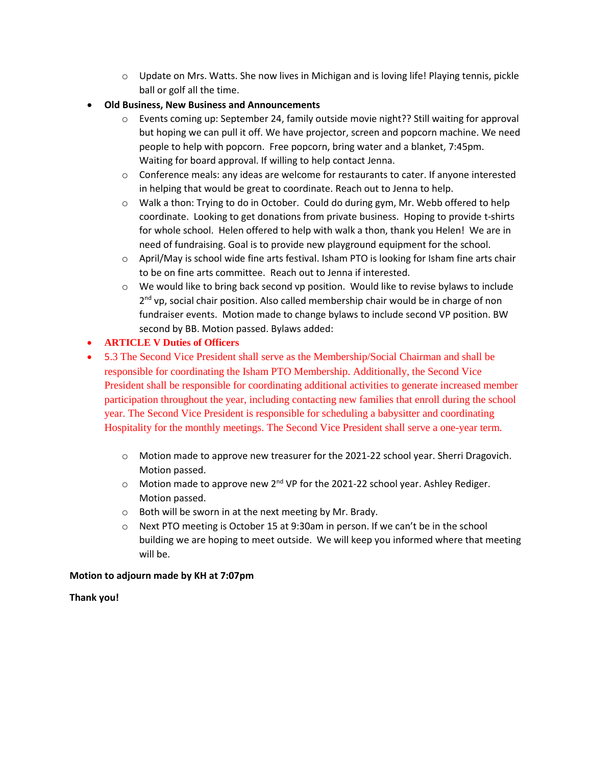- Update on Mrs. Watts. She now lives in Michigan and is loving life! Playing tennis, pickle ball or golf all the time.
- **Old Business, New Business and Announcements**
  - Events coming up: September 24, family outside movie night?? Still waiting for approval but hoping we can pull it off. We have projector, screen and popcorn machine. We need people to help with popcorn. Free popcorn, bring water and a blanket, 7:45pm. Waiting for board approval. If willing to help contact Jenna.
  - Conference meals: any ideas are welcome for restaurants to cater. If anyone interested in helping that would be great to coordinate. Reach out to Jenna to help.
  - Walk a thon: Trying to do in October. Could do during gym, Mr. Webb offered to help coordinate. Looking to get donations from private business. Hoping to provide t-shirts for whole school. Helen offered to help with walk a thon, thank you Helen! We are in need of fundraising. Goal is to provide new playground equipment for the school.
  - April/May is school wide fine arts festival. Isham PTO is looking for Isham fine arts chair to be on fine arts committee. Reach out to Jenna if interested.
  - We would like to bring back second vp position. Would like to revise bylaws to include 2nd vp, social chair position. Also called membership chair would be in charge of non fundraiser events. Motion made to change bylaws to include second VP position. BW second by BB. Motion passed. Bylaws added:
- **ARTICLE V Duties of Officers**
- 5.3 The Second Vice President shall serve as the Membership/Social Chairman and shall be responsible for coordinating the Isham PTO Membership. Additionally, the Second Vice President shall be responsible for coordinating additional activities to generate increased member participation throughout the year, including contacting new families that enroll during the school year. The Second Vice President is responsible for scheduling a babysitter and coordinating Hospitality for the monthly meetings. The Second Vice President shall serve a one-year term.

  - Motion made to approve new treasurer for the 2021-22 school year. Sherri Dragovich. Motion passed.
  - Motion made to approve new 2nd VP for the 2021-22 school year. Ashley Rediger. Motion passed.
  - Both will be sworn in at the next meeting by Mr. Brady.
  - Next PTO meeting is October 15 at 9:30am in person. If we can't be in the school building we are hoping to meet outside. We will keep you informed where that meeting will be.

**Motion to adjourn made by KH at 7:07pm**

**Thank you!**